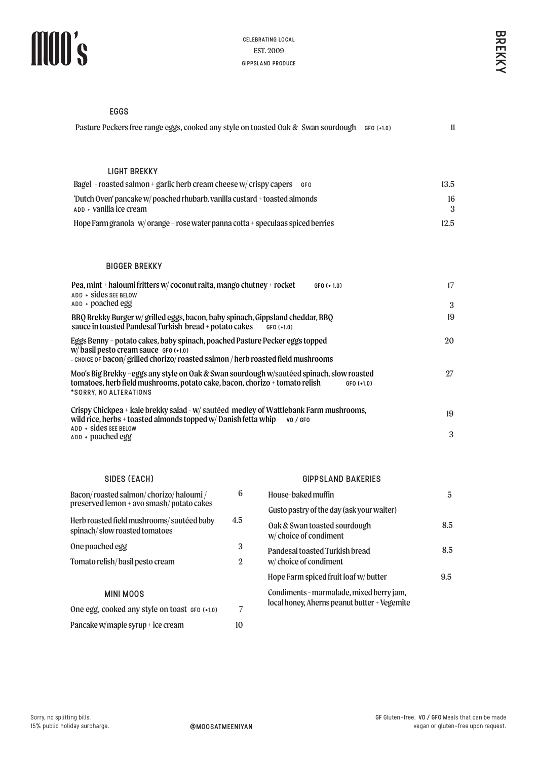# MOO's

CELEBRATING LOCAL
EST. 2009
GIPPSLAND PRODUCE

BREKKY

## EGGS

| Item | Price |
|---|---|
| Pasture Peckers free range eggs, cooked any style on toasted Oak & Swan sourdough GFO (+1.0) | 11 |

## LIGHT BREKKY

| Item | Price |
|---|---|
| Bagel - roasted salmon + garlic herb cream cheese w/ crispy capers GFO | 13.5 |
| 'Dutch Oven' pancake w/ poached rhubarb, vanilla custard + toasted almonds | 16 |
| ADD + vanilla ice cream | 3 |
| Hope Farm granola w/ orange + rose water panna cotta + speculaas spiced berries | 12.5 |

## BIGGER BREKKY

| Item | Price |
|---|---|
| Pea, mint + haloumi fritters w/ coconut raita, mango chutney + rocket GFO (+ 1.0)<br>ADD + sides SEE BELOW | 17 |
| ADD + poached egg | 3 |
| BBQ Brekky Burger w/ grilled eggs, bacon, baby spinach, Gippsland cheddar, BBQ sauce in toasted Pandesal Turkish bread + potato cakes GFO (+1.0) | 19 |
| Eggs Benny - potato cakes, baby spinach, poached Pasture Pecker eggs topped w/ basil pesto cream sauce GFO (+1.0)<br>- CHOICE OF bacon/ grilled chorizo/ roasted salmon / herb roasted field mushrooms | 20 |
| Moo's Big Brekky - eggs any style on Oak & Swan sourdough w/sautéed spinach, slow roasted tomatoes, herb field mushrooms, potato cake, bacon, chorizo + tomato relish GFO (+1.0)<br>*SORRY, NO ALTERATIONS | 27 |
| Crispy Chickpea + kale brekky salad - w/ sautéed medley of Wattlebank Farm mushrooms, wild rice, herbs + toasted almonds topped w/ Danish fetta whip VO / GFO<br>ADD + sides SEE BELOW | 19 |
| ADD + poached egg | 3 |

## SIDES (EACH)

| Item | Price |
|---|---|
| Bacon/ roasted salmon/ chorizo/ haloumi / preserved lemon + avo smash/ potato cakes | 6 |
| Herb roasted field mushrooms/ sautéed baby spinach/ slow roasted tomatoes | 4.5 |
| One poached egg | 3 |
| Tomato relish/ basil pesto cream | 2 |

## MINI MOOS

| Item | Price |
|---|---|
| One egg, cooked any style on toast GFO (+1.0) | 7 |
| Pancake w/maple syrup + ice cream | 10 |

## GIPPSLAND BAKERIES

| Item | Price |
|---|---|
| House-baked muffin | 5 |
| Gusto pastry of the day (ask your waiter) | |
| Oak & Swan toasted sourdough w/ choice of condiment | 8.5 |
| Pandesal toasted Turkish bread w/ choice of condiment | 8.5 |
| Hope Farm spiced fruit loaf w/ butter | 9.5 |
| Condiments - marmalade, mixed berry jam, local honey, Aherns peanut butter + Vegemite | |

Sorry, no splitting bills.
15% public holiday surcharge.

@MOOSATMEENIYAN

**GF** Gluten-free. **VO / GFO** Meals that can be made vegan or gluten-free upon request.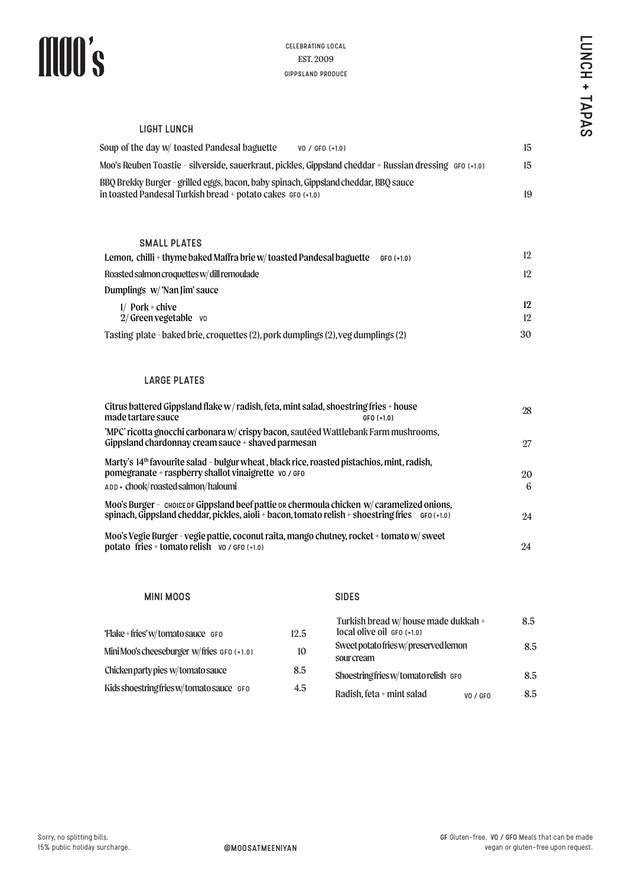# MOO's

CELEBRATING LOCAL
EST. 2009
GIPPSLAND PRODUCE

## LUNCH + TAPAS

### LIGHT LUNCH

| Item | Price |
|---|---|
| Soup of the day w/ toasted Pandesal baguette VO / GFO (+1.0) | 15 |
| Moo's Reuben Toastie - silverside, sauerkraut, pickles, Gippsland cheddar + Russian dressing GFO (+1.0) | 15 |
| BBQ Brekky Burger - grilled eggs, bacon, baby spinach, Gippsland cheddar, BBQ sauce in toasted Pandesal Turkish bread + potato cakes GFO (+1.0) | 19 |

### SMALL PLATES

| Item | Price |
|---|---|
| Lemon, chilli + thyme baked Maffra brie w/ toasted Pandesal baguette GFO (+1.0) | 12 |
| Roasted salmon croquettes w/ dill remoulade | 12 |
| Dumplings w/ 'Nan Jim' sauce | |
| 1/ Pork + chive | 12 |
| 2/ Green vegetable VO | 12 |
| Tasting plate - baked brie, croquettes (2), pork dumplings (2), veg dumplings (2) | 30 |

### LARGE PLATES

| Item | Price |
|---|---|
| Citrus battered Gippsland flake w/ radish, feta, mint salad, shoestring fries + house made tartare sauce GFO (+1.0) | 28 |
| 'MPC' ricotta gnocchi carbonara w/ crispy bacon, sautéed Wattlebank Farm mushrooms, Gippsland chardonnay cream sauce + shaved parmesan | 27 |
| Marty's 14th favourite salad - bulgur wheat, black rice, roasted pistachios, mint, radish, pomegranate + raspberry shallot vinaigrette VO / GFO | 20 |
| ADD + chook/roasted salmon/haloumi | 6 |
| Moo's Burger - CHOICE OF Gippsland beef pattie OR chermoula chicken w/ caramelized onions, spinach, Gippsland cheddar, pickles, aioli + bacon, tomato relish + shoestring fries GFO (+1.0) | 24 |
| Moo's Vegie Burger - vegie pattie, coconut raita, mango chutney, rocket + tomato w/ sweet potato fries + tomato relish VO / GFO (+1.0) | 24 |

### MINI MOOS

| Item | Price |
|---|---|
| 'Flake + fries' w/ tomato sauce GFO | 12.5 |
| Mini Moo's cheeseburger w/ fries GFO (+1.0) | 10 |
| Chicken party pies w/ tomato sauce | 8.5 |
| Kids shoestring fries w/ tomato sauce GFO | 4.5 |

### SIDES

| Item | Price |
|---|---|
| Turkish bread w/ house made dukkah + local olive oil GFO (+1.0) | 8.5 |
| Sweet potato fries w/ preserved lemon sour cream | 8.5 |
| Shoestring fries w/ tomato relish GFO | 8.5 |
| Radish, feta + mint salad VO / GFO | 8.5 |

Sorry, no splitting bills.
15% public holiday surcharge.

@MOOSATMEENIYAN

GF Gluten-free. VO / GFO Meals that can be made vegan or gluten-free upon request.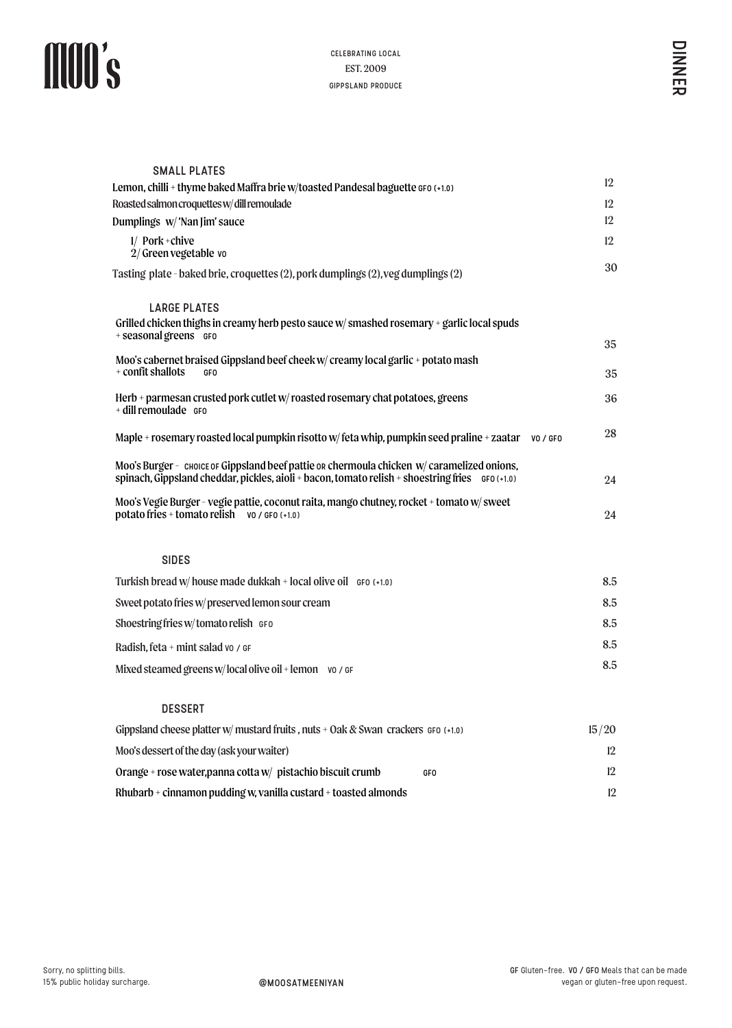# MOO's

CELEBRATING LOCAL
EST. 2009
GIPPSLAND PRODUCE

DINNER

## SMALL PLATES

| | |
|---|---|
| Lemon, chilli + thyme baked Maffra brie w/toasted Pandesal baguette GFO (+1.0) | 12 |
| Roasted salmon croquettes w/ dill remoulade | 12 |
| Dumplings w/ 'Nan Jim' sauce | 12 |
| 1/ Pork + chive<br>2/ Green vegetable VO | 12 |
| Tasting plate - baked brie, croquettes (2), pork dumplings (2), veg dumplings (2) | 30 |

## LARGE PLATES

| | |
|---|---|
| Grilled chicken thighs in creamy herb pesto sauce w/ smashed rosemary + garlic local spuds + seasonal greens GFO | 35 |
| Moo's cabernet braised Gippsland beef cheek w/ creamy local garlic + potato mash + confit shallots GFO | 35 |
| Herb + parmesan crusted pork cutlet w/ roasted rosemary chat potatoes, greens + dill remoulade GFO | 36 |
| Maple + rosemary roasted local pumpkin risotto w/ feta whip, pumpkin seed praline + zaatar VO / GFO | 28 |
| Moo's Burger - CHOICE OF Gippsland beef pattie OR chermoula chicken w/ caramelized onions, spinach, Gippsland cheddar, pickles, aioli + bacon, tomato relish + shoestring fries GFO (+1.0) | 24 |
| Moo's Vegie Burger - vegie pattie, coconut raita, mango chutney, rocket + tomato w/ sweet potato fries + tomato relish VO / GFO (+1.0) | 24 |

## SIDES

| | |
|---|---|
| Turkish bread w/ house made dukkah + local olive oil GFO (+1.0) | 8.5 |
| Sweet potato fries w/ preserved lemon sour cream | 8.5 |
| Shoestring fries w/ tomato relish GFO | 8.5 |
| Radish, feta + mint salad VO / GF | 8.5 |
| Mixed steamed greens w/ local olive oil + lemon VO / GF | 8.5 |

## DESSERT

| | |
|---|---|
| Gippsland cheese platter w/ mustard fruits , nuts + Oak & Swan crackers GFO (+1.0) | 15 / 20 |
| Moo's dessert of the day (ask your waiter) | 12 |
| Orange + rose water,panna cotta w/ pistachio biscuit crumb GFO | 12 |
| Rhubarb + cinnamon pudding w, vanilla custard + toasted almonds | 12 |

Sorry, no splitting bills.
15% public holiday surcharge.

@MOOSATMEENIYAN

GF Gluten-free. VO / GFO Meals that can be made vegan or gluten-free upon request.